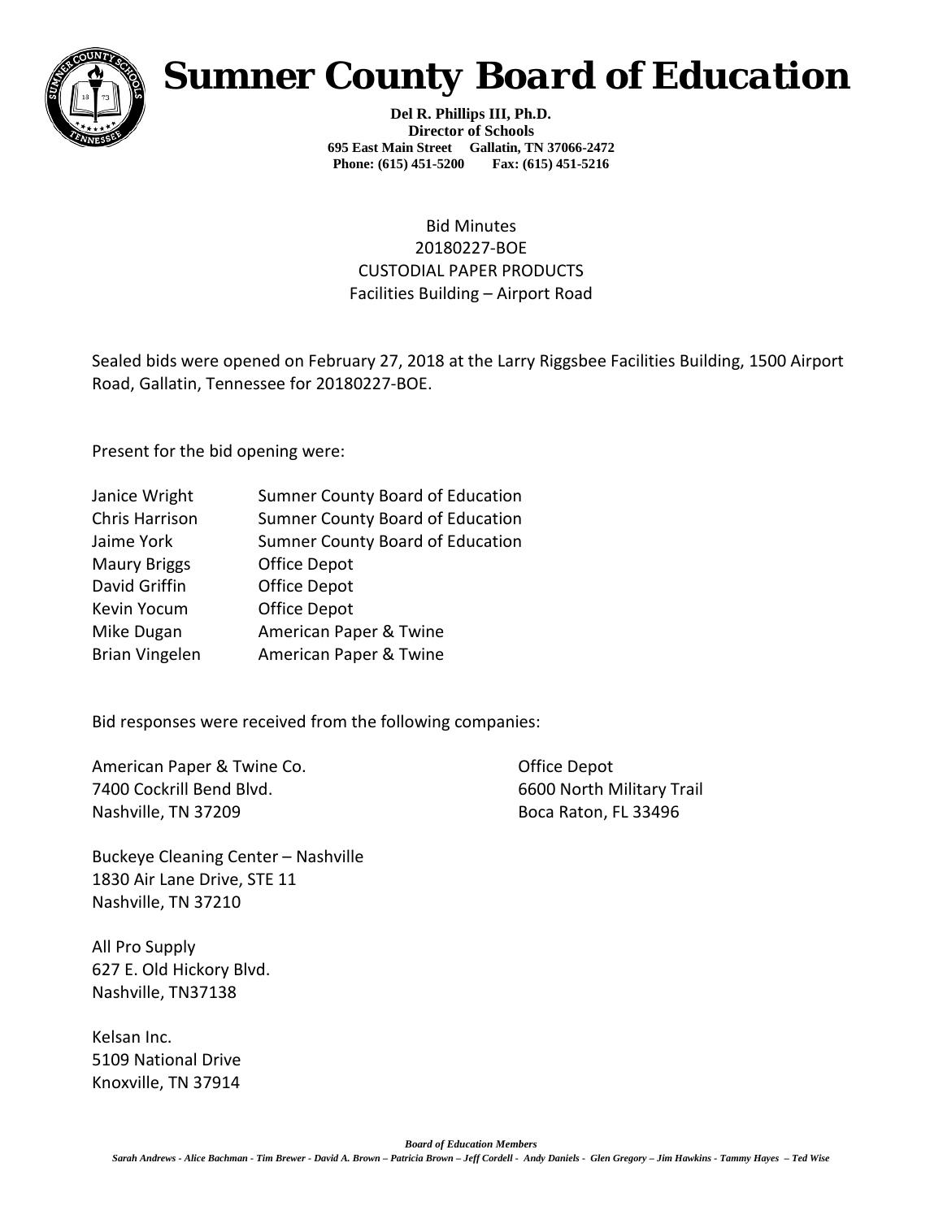# Sumner County Board of Education

**Del R. Phillips III, Ph.D.**
**Director of Schools**
**695 East Main Street Gallatin, TN 37066-2472**
**Phone: (615) 451-5200 Fax: (615) 451-5216**

Bid Minutes
20180227-BOE
CUSTODIAL PAPER PRODUCTS
Facilities Building – Airport Road

Sealed bids were opened on February 27, 2018 at the Larry Riggsbee Facilities Building, 1500 Airport Road, Gallatin, Tennessee for 20180227-BOE.

Present for the bid opening were:

| | |
|---|---|
| Janice Wright | Sumner County Board of Education |
| Chris Harrison | Sumner County Board of Education |
| Jaime York | Sumner County Board of Education |
| Maury Briggs | Office Depot |
| David Griffin | Office Depot |
| Kevin Yocum | Office Depot |
| Mike Dugan | American Paper & Twine |
| Brian Vingelen | American Paper & Twine |

Bid responses were received from the following companies:

American Paper & Twine Co.
7400 Cockrill Bend Blvd.
Nashville, TN 37209

Office Depot
6600 North Military Trail
Boca Raton, FL 33496

Buckeye Cleaning Center – Nashville
1830 Air Lane Drive, STE 11
Nashville, TN 37210

All Pro Supply
627 E. Old Hickory Blvd.
Nashville, TN37138

Kelsan Inc.
5109 National Drive
Knoxville, TN 37914

***Board of Education Members***

*Sarah Andrews - Alice Bachman - Tim Brewer - David A. Brown – Patricia Brown – Jeff Cordell - Andy Daniels - Glen Gregory – Jim Hawkins - Tammy Hayes – Ted Wise*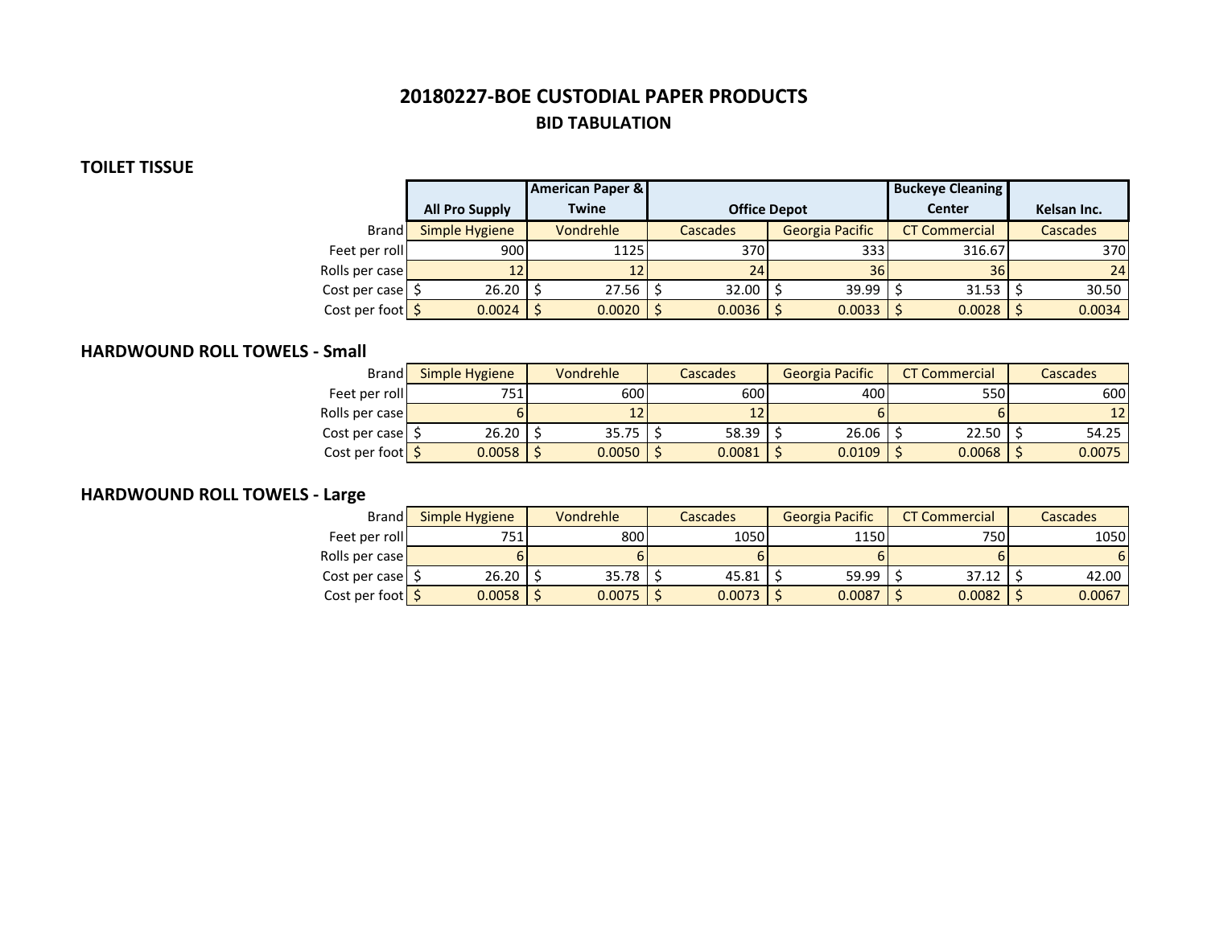# 20180227-BOE CUSTODIAL PAPER PRODUCTS

## BID TABULATION

### TOILET TISSUE

| | All Pro Supply | American Paper & Twine | Office Depot | | Buckeye Cleaning Center | Kelsan Inc. |
|---|---|---|---|---|---|---|
| Brand | Simple Hygiene | Vondrehle | Cascades | Georgia Pacific | CT Commercial | Cascades |
| Feet per roll | 900 | 1125 | 370 | 333 | 316.67 | 370 |
| Rolls per case | 12 | 12 | 24 | 36 | 36 | 24 |
| Cost per case | $ 26.20 | $ 27.56 | $ 32.00 | $ 39.99 | $ 31.53 | $ 30.50 |
| Cost per foot | $ 0.0024 | $ 0.0020 | $ 0.0036 | $ 0.0033 | $ 0.0028 | $ 0.0034 |

### HARDWOUND ROLL TOWELS - Small

| | | | | | | |
|---|---|---|---|---|---|---|
| Brand | Simple Hygiene | Vondrehle | Cascades | Georgia Pacific | CT Commercial | Cascades |
| Feet per roll | 751 | 600 | 600 | 400 | 550 | 600 |
| Rolls per case | 6 | 12 | 12 | 6 | 6 | 12 |
| Cost per case | $ 26.20 | $ 35.75 | $ 58.39 | $ 26.06 | $ 22.50 | $ 54.25 |
| Cost per foot | $ 0.0058 | $ 0.0050 | $ 0.0081 | $ 0.0109 | $ 0.0068 | $ 0.0075 |

### HARDWOUND ROLL TOWELS - Large

| | | | | | | |
|---|---|---|---|---|---|---|
| Brand | Simple Hygiene | Vondrehle | Cascades | Georgia Pacific | CT Commercial | Cascades |
| Feet per roll | 751 | 800 | 1050 | 1150 | 750 | 1050 |
| Rolls per case | 6 | 6 | 6 | 6 | 6 | 6 |
| Cost per case | $ 26.20 | $ 35.78 | $ 45.81 | $ 59.99 | $ 37.12 | $ 42.00 |
| Cost per foot | $ 0.0058 | $ 0.0075 | $ 0.0073 | $ 0.0087 | $ 0.0082 | $ 0.0067 |